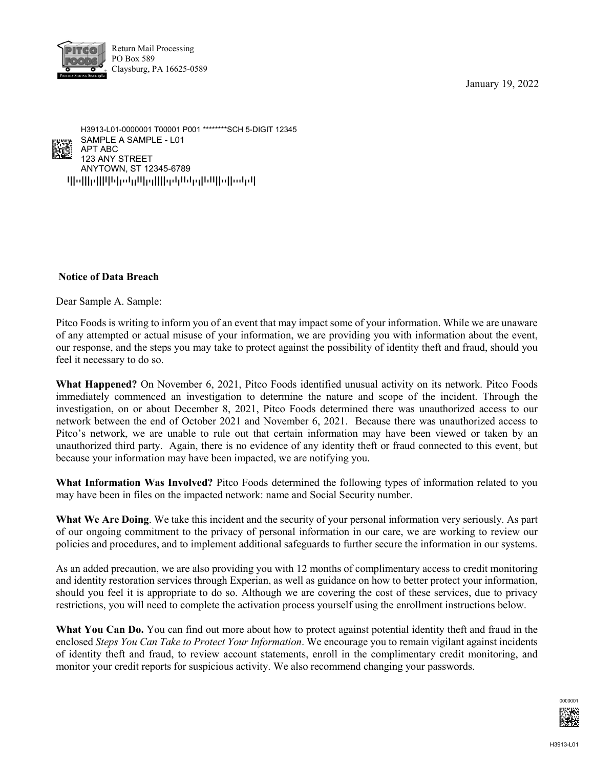Return Mail Processing
PO Box 589
Claysburg, PA 16625-0589

January 19, 2022

H3913-L01-0000001 T00001 P001 ********SCH 5-DIGIT 12345
SAMPLE A SAMPLE - L01
APT ABC
123 ANY STREET
ANYTOWN, ST 12345-6789

**Notice of Data Breach**

Dear Sample A. Sample:

Pitco Foods is writing to inform you of an event that may impact some of your information. While we are unaware of any attempted or actual misuse of your information, we are providing you with information about the event, our response, and the steps you may take to protect against the possibility of identity theft and fraud, should you feel it necessary to do so.

**What Happened?** On November 6, 2021, Pitco Foods identified unusual activity on its network. Pitco Foods immediately commenced an investigation to determine the nature and scope of the incident. Through the investigation, on or about December 8, 2021, Pitco Foods determined there was unauthorized access to our network between the end of October 2021 and November 6, 2021. Because there was unauthorized access to Pitco's network, we are unable to rule out that certain information may have been viewed or taken by an unauthorized third party. Again, there is no evidence of any identity theft or fraud connected to this event, but because your information may have been impacted, we are notifying you.

**What Information Was Involved?** Pitco Foods determined the following types of information related to you may have been in files on the impacted network: name and Social Security number.

**What We Are Doing**. We take this incident and the security of your personal information very seriously. As part of our ongoing commitment to the privacy of personal information in our care, we are working to review our policies and procedures, and to implement additional safeguards to further secure the information in our systems.

As an added precaution, we are also providing you with 12 months of complimentary access to credit monitoring and identity restoration services through Experian, as well as guidance on how to better protect your information, should you feel it is appropriate to do so. Although we are covering the cost of these services, due to privacy restrictions, you will need to complete the activation process yourself using the enrollment instructions below.

**What You Can Do.** You can find out more about how to protect against potential identity theft and fraud in the enclosed *Steps You Can Take to Protect Your Information*. We encourage you to remain vigilant against incidents of identity theft and fraud, to review account statements, enroll in the complimentary credit monitoring, and monitor your credit reports for suspicious activity. We also recommend changing your passwords.

0000001

H3913-L01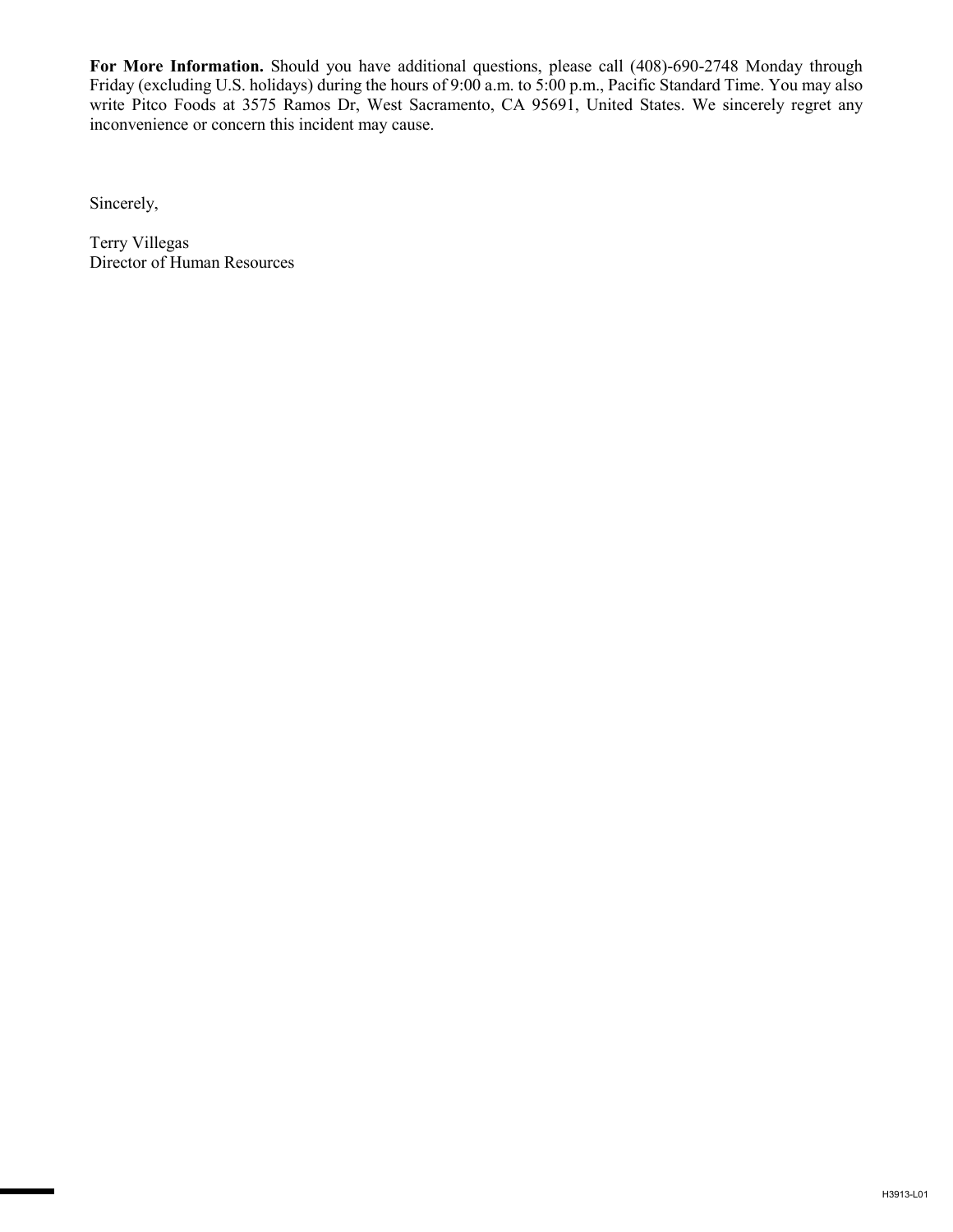**For More Information.** Should you have additional questions, please call (408)-690-2748 Monday through Friday (excluding U.S. holidays) during the hours of 9:00 a.m. to 5:00 p.m., Pacific Standard Time. You may also write Pitco Foods at 3575 Ramos Dr, West Sacramento, CA 95691, United States. We sincerely regret any inconvenience or concern this incident may cause.

Sincerely,

Terry Villegas
Director of Human Resources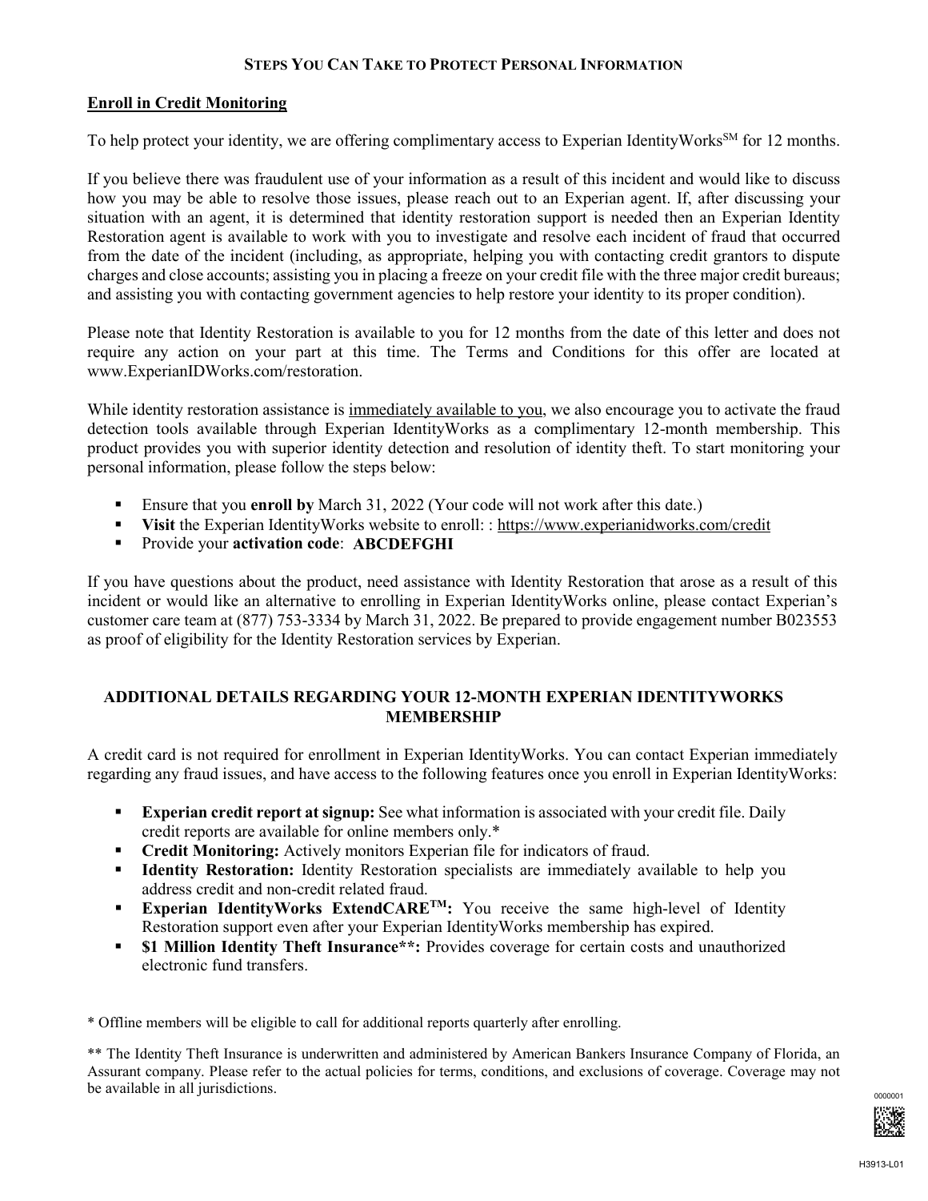## Steps You Can Take to Protect Personal Information

**Enroll in Credit Monitoring**

To help protect your identity, we are offering complimentary access to Experian IdentityWorks℠ for 12 months.

If you believe there was fraudulent use of your information as a result of this incident and would like to discuss how you may be able to resolve those issues, please reach out to an Experian agent. If, after discussing your situation with an agent, it is determined that identity restoration support is needed then an Experian Identity Restoration agent is available to work with you to investigate and resolve each incident of fraud that occurred from the date of the incident (including, as appropriate, helping you with contacting credit grantors to dispute charges and close accounts; assisting you in placing a freeze on your credit file with the three major credit bureaus; and assisting you with contacting government agencies to help restore your identity to its proper condition).

Please note that Identity Restoration is available to you for 12 months from the date of this letter and does not require any action on your part at this time. The Terms and Conditions for this offer are located at www.ExperianIDWorks.com/restoration.

While identity restoration assistance is immediately available to you, we also encourage you to activate the fraud detection tools available through Experian IdentityWorks as a complimentary 12-month membership. This product provides you with superior identity detection and resolution of identity theft. To start monitoring your personal information, please follow the steps below:

- Ensure that you **enroll by** March 31, 2022 (Your code will not work after this date.)
- **Visit** the Experian IdentityWorks website to enroll: : https://www.experianidworks.com/credit
- Provide your **activation code**: **ABCDEFGHI**

If you have questions about the product, need assistance with Identity Restoration that arose as a result of this incident or would like an alternative to enrolling in Experian IdentityWorks online, please contact Experian's customer care team at (877) 753-3334 by March 31, 2022. Be prepared to provide engagement number B023553 as proof of eligibility for the Identity Restoration services by Experian.

## ADDITIONAL DETAILS REGARDING YOUR 12-MONTH EXPERIAN IDENTITYWORKS MEMBERSHIP

A credit card is not required for enrollment in Experian IdentityWorks. You can contact Experian immediately regarding any fraud issues, and have access to the following features once you enroll in Experian IdentityWorks:

- **Experian credit report at signup:** See what information is associated with your credit file. Daily credit reports are available for online members only.*
- **Credit Monitoring:** Actively monitors Experian file for indicators of fraud.
- **Identity Restoration:** Identity Restoration specialists are immediately available to help you address credit and non-credit related fraud.
- **Experian IdentityWorks ExtendCARE™:** You receive the same high-level of Identity Restoration support even after your Experian IdentityWorks membership has expired.
- **$1 Million Identity Theft Insurance**:** Provides coverage for certain costs and unauthorized electronic fund transfers.

* Offline members will be eligible to call for additional reports quarterly after enrolling.

** The Identity Theft Insurance is underwritten and administered by American Bankers Insurance Company of Florida, an Assurant company. Please refer to the actual policies for terms, conditions, and exclusions of coverage. Coverage may not be available in all jurisdictions.

0000001

H3913-L01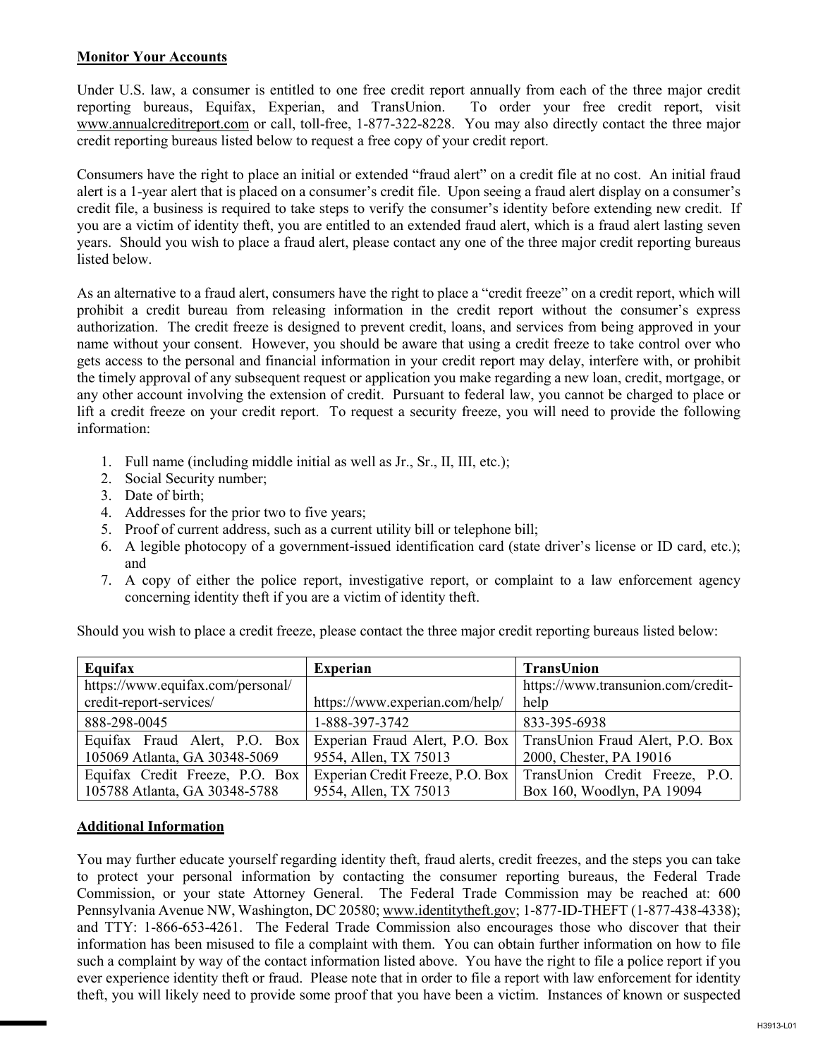**Monitor Your Accounts**

Under U.S. law, a consumer is entitled to one free credit report annually from each of the three major credit reporting bureaus, Equifax, Experian, and TransUnion. To order your free credit report, visit www.annualcreditreport.com or call, toll-free, 1-877-322-8228. You may also directly contact the three major credit reporting bureaus listed below to request a free copy of your credit report.

Consumers have the right to place an initial or extended "fraud alert" on a credit file at no cost. An initial fraud alert is a 1-year alert that is placed on a consumer's credit file. Upon seeing a fraud alert display on a consumer's credit file, a business is required to take steps to verify the consumer's identity before extending new credit. If you are a victim of identity theft, you are entitled to an extended fraud alert, which is a fraud alert lasting seven years. Should you wish to place a fraud alert, please contact any one of the three major credit reporting bureaus listed below.

As an alternative to a fraud alert, consumers have the right to place a "credit freeze" on a credit report, which will prohibit a credit bureau from releasing information in the credit report without the consumer's express authorization. The credit freeze is designed to prevent credit, loans, and services from being approved in your name without your consent. However, you should be aware that using a credit freeze to take control over who gets access to the personal and financial information in your credit report may delay, interfere with, or prohibit the timely approval of any subsequent request or application you make regarding a new loan, credit, mortgage, or any other account involving the extension of credit. Pursuant to federal law, you cannot be charged to place or lift a credit freeze on your credit report. To request a security freeze, you will need to provide the following information:

1. Full name (including middle initial as well as Jr., Sr., II, III, etc.);
2. Social Security number;
3. Date of birth;
4. Addresses for the prior two to five years;
5. Proof of current address, such as a current utility bill or telephone bill;
6. A legible photocopy of a government-issued identification card (state driver's license or ID card, etc.); and
7. A copy of either the police report, investigative report, or complaint to a law enforcement agency concerning identity theft if you are a victim of identity theft.

Should you wish to place a credit freeze, please contact the three major credit reporting bureaus listed below:

| **Equifax** | **Experian** | **TransUnion** |
|---|---|---|
| https://www.equifax.com/personal/credit-report-services/ | https://www.experian.com/help/ | https://www.transunion.com/credit-help |
| 888-298-0045 | 1-888-397-3742 | 833-395-6938 |
| Equifax Fraud Alert, P.O. Box 105069 Atlanta, GA 30348-5069 | Experian Fraud Alert, P.O. Box 9554, Allen, TX 75013 | TransUnion Fraud Alert, P.O. Box 2000, Chester, PA 19016 |
| Equifax Credit Freeze, P.O. Box 105788 Atlanta, GA 30348-5788 | Experian Credit Freeze, P.O. Box 9554, Allen, TX 75013 | TransUnion Credit Freeze, P.O. Box 160, Woodlyn, PA 19094 |

**Additional Information**

You may further educate yourself regarding identity theft, fraud alerts, credit freezes, and the steps you can take to protect your personal information by contacting the consumer reporting bureaus, the Federal Trade Commission, or your state Attorney General. The Federal Trade Commission may be reached at: 600 Pennsylvania Avenue NW, Washington, DC 20580; www.identitytheft.gov; 1-877-ID-THEFT (1-877-438-4338); and TTY: 1-866-653-4261. The Federal Trade Commission also encourages those who discover that their information has been misused to file a complaint with them. You can obtain further information on how to file such a complaint by way of the contact information listed above. You have the right to file a police report if you ever experience identity theft or fraud. Please note that in order to file a report with law enforcement for identity theft, you will likely need to provide some proof that you have been a victim. Instances of known or suspected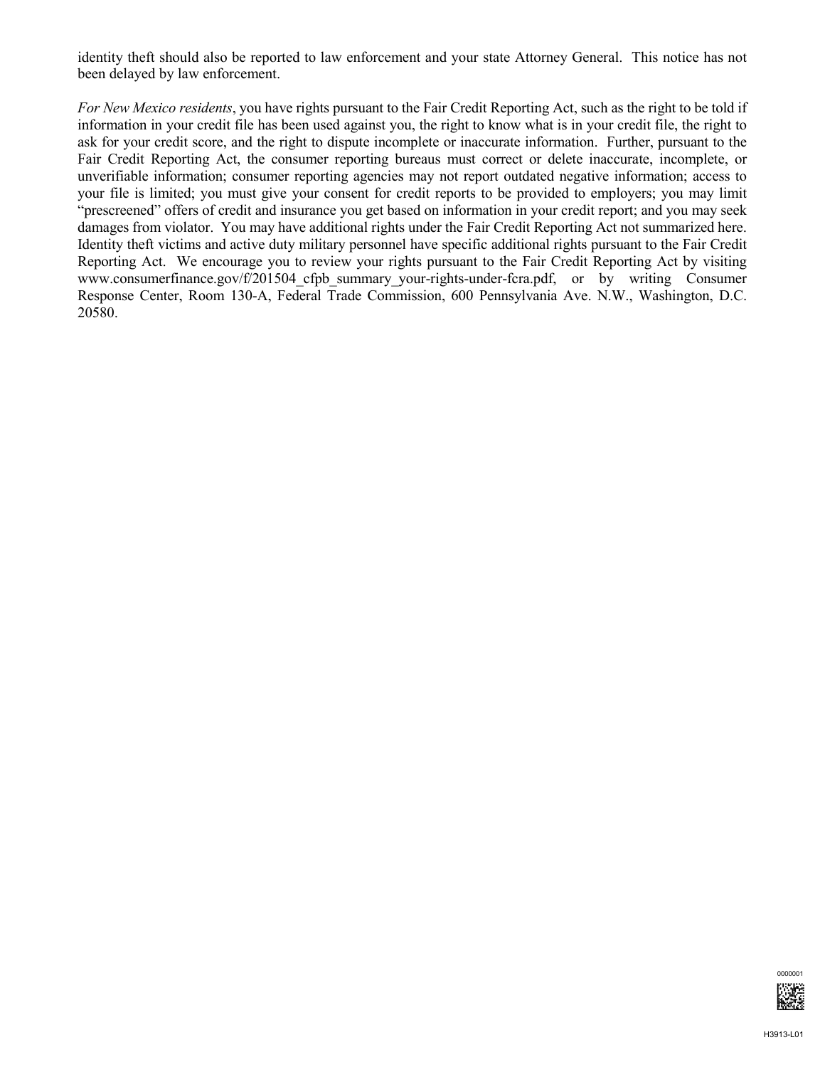identity theft should also be reported to law enforcement and your state Attorney General. This notice has not been delayed by law enforcement.

*For New Mexico residents*, you have rights pursuant to the Fair Credit Reporting Act, such as the right to be told if information in your credit file has been used against you, the right to know what is in your credit file, the right to ask for your credit score, and the right to dispute incomplete or inaccurate information. Further, pursuant to the Fair Credit Reporting Act, the consumer reporting bureaus must correct or delete inaccurate, incomplete, or unverifiable information; consumer reporting agencies may not report outdated negative information; access to your file is limited; you must give your consent for credit reports to be provided to employers; you may limit "prescreened" offers of credit and insurance you get based on information in your credit report; and you may seek damages from violator. You may have additional rights under the Fair Credit Reporting Act not summarized here. Identity theft victims and active duty military personnel have specific additional rights pursuant to the Fair Credit Reporting Act. We encourage you to review your rights pursuant to the Fair Credit Reporting Act by visiting www.consumerfinance.gov/f/201504_cfpb_summary_your-rights-under-fcra.pdf, or by writing Consumer Response Center, Room 130-A, Federal Trade Commission, 600 Pennsylvania Ave. N.W., Washington, D.C. 20580.